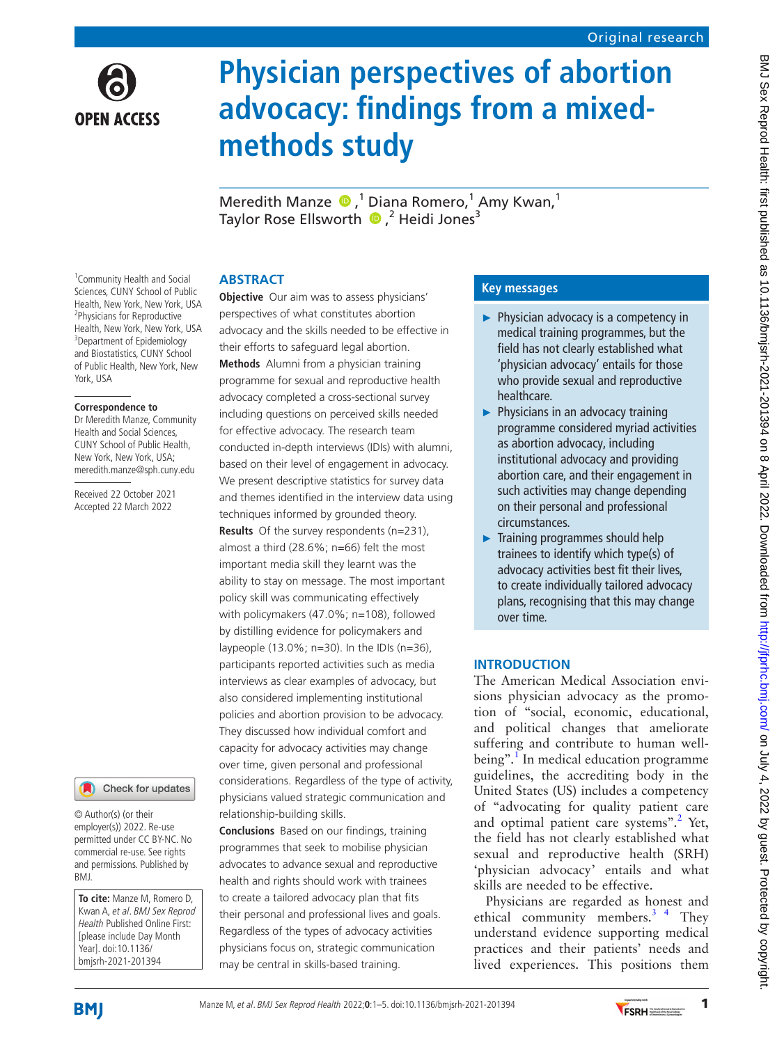Original research

# Physician perspectives of abortion advocacy: findings from a mixed-methods study

Meredith Manze,[1] Diana Romero,[1] Amy Kwan,[1] Taylor Rose Ellsworth,[2] Heidi Jones[3]

[1]Community Health and Social Sciences, CUNY School of Public Health, New York, New York, USA
[2]Physicians for Reproductive Health, New York, New York, USA
[3]Department of Epidemiology and Biostatistics, CUNY School of Public Health, New York, New York, USA

**Correspondence to**
Dr Meredith Manze, Community Health and Social Sciences, CUNY School of Public Health, New York, New York, USA; meredith.manze@sph.cuny.edu

Received 22 October 2021
Accepted 22 March 2022

© Author(s) (or their employer(s)) 2022. Re-use permitted under CC BY-NC. No commercial re-use. See rights and permissions. Published by BMJ.

**To cite:** Manze M, Romero D, Kwan A, *et al*. *BMJ Sex Reprod Health* Published Online First: [please include Day Month Year]. doi:10.1136/bmjsrh-2021-201394

## ABSTRACT

**Objective** Our aim was to assess physicians' perspectives of what constitutes abortion advocacy and the skills needed to be effective in their efforts to safeguard legal abortion.

**Methods** Alumni from a physician training programme for sexual and reproductive health advocacy completed a cross-sectional survey including questions on perceived skills needed for effective advocacy. The research team conducted in-depth interviews (IDIs) with alumni, based on their level of engagement in advocacy. We present descriptive statistics for survey data and themes identified in the interview data using techniques informed by grounded theory.

**Results** Of the survey respondents (n=231), almost a third (28.6%; n=66) felt the most important media skill they learnt was the ability to stay on message. The most important policy skill was communicating effectively with policymakers (47.0%; n=108), followed by distilling evidence for policymakers and laypeople (13.0%; n=30). In the IDIs (n=36), participants reported activities such as media interviews as clear examples of advocacy, but also considered implementing institutional policies and abortion provision to be advocacy. They discussed how individual comfort and capacity for advocacy activities may change over time, given personal and professional considerations. Regardless of the type of activity, physicians valued strategic communication and relationship-building skills.

**Conclusions** Based on our findings, training programmes that seek to mobilise physician advocates to advance sexual and reproductive health and rights should work with trainees to create a tailored advocacy plan that fits their personal and professional lives and goals. Regardless of the types of advocacy activities physicians focus on, strategic communication may be central in skills-based training.

## Key messages

- Physician advocacy is a competency in medical training programmes, but the field has not clearly established what 'physician advocacy' entails for those who provide sexual and reproductive healthcare.
- Physicians in an advocacy training programme considered myriad activities as abortion advocacy, including institutional advocacy and providing abortion care, and their engagement in such activities may change depending on their personal and professional circumstances.
- Training programmes should help trainees to identify which type(s) of advocacy activities best fit their lives, to create individually tailored advocacy plans, recognising that this may change over time.

## INTRODUCTION

The American Medical Association envisions physician advocacy as the promotion of "social, economic, educational, and political changes that ameliorate suffering and contribute to human well-being".[1] In medical education programme guidelines, the accrediting body in the United States (US) includes a competency of "advocating for quality patient care and optimal patient care systems".[2] Yet, the field has not clearly established what sexual and reproductive health (SRH) 'physician advocacy' entails and what skills are needed to be effective.

Physicians are regarded as honest and ethical community members.[3 4] They understand evidence supporting medical practices and their patients' needs and lived experiences. This positions them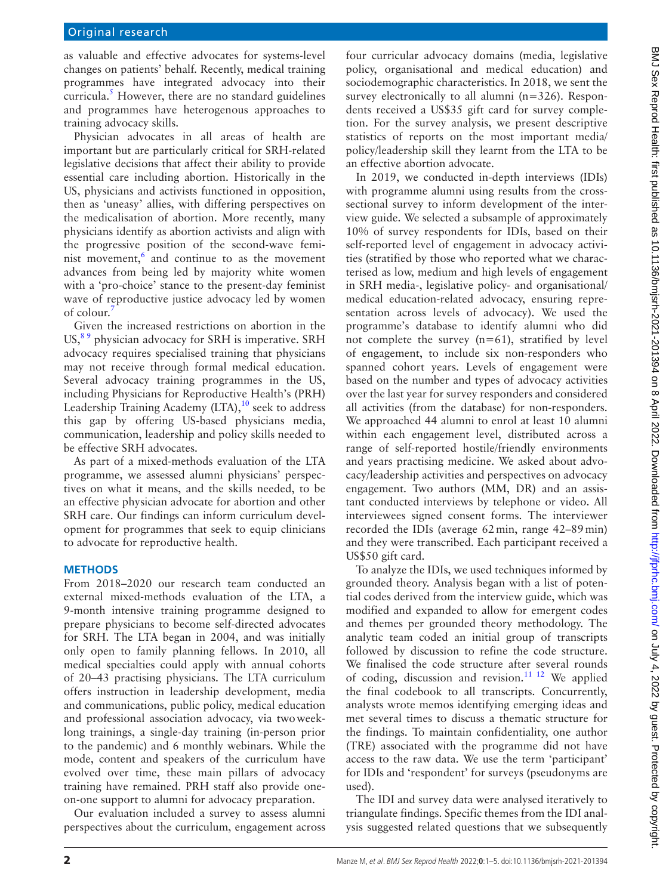as valuable and effective advocates for systems-level changes on patients' behalf. Recently, medical training programmes have integrated advocacy into their curricula.[5] However, there are no standard guidelines and programmes have heterogenous approaches to training advocacy skills.

Physician advocates in all areas of health are important but are particularly critical for SRH-related legislative decisions that affect their ability to provide essential care including abortion. Historically in the US, physicians and activists functioned in opposition, then as 'uneasy' allies, with differing perspectives on the medicalisation of abortion. More recently, many physicians identify as abortion activists and align with the progressive position of the second-wave feminist movement,[6] and continue to as the movement advances from being led by majority white women with a 'pro-choice' stance to the present-day feminist wave of reproductive justice advocacy led by women of colour.[7]

Given the increased restrictions on abortion in the US,[8,9] physician advocacy for SRH is imperative. SRH advocacy requires specialised training that physicians may not receive through formal medical education. Several advocacy training programmes in the US, including Physicians for Reproductive Health's (PRH) Leadership Training Academy (LTA),[10] seek to address this gap by offering US-based physicians media, communication, leadership and policy skills needed to be effective SRH advocates.

As part of a mixed-methods evaluation of the LTA programme, we assessed alumni physicians' perspectives on what it means, and the skills needed, to be an effective physician advocate for abortion and other SRH care. Our findings can inform curriculum development for programmes that seek to equip clinicians to advocate for reproductive health.

## METHODS

From 2018–2020 our research team conducted an external mixed-methods evaluation of the LTA, a 9-month intensive training programme designed to prepare physicians to become self-directed advocates for SRH. The LTA began in 2004, and was initially only open to family planning fellows. In 2010, all medical specialties could apply with annual cohorts of 20–43 practising physicians. The LTA curriculum offers instruction in leadership development, media and communications, public policy, medical education and professional association advocacy, via two week-long trainings, a single-day training (in-person prior to the pandemic) and 6 monthly webinars. While the mode, content and speakers of the curriculum have evolved over time, these main pillars of advocacy training have remained. PRH staff also provide one-on-one support to alumni for advocacy preparation.

Our evaluation included a survey to assess alumni perspectives about the curriculum, engagement across four curricular advocacy domains (media, legislative policy, organisational and medical education) and sociodemographic characteristics. In 2018, we sent the survey electronically to all alumni (n=326). Respondents received a US$35 gift card for survey completion. For the survey analysis, we present descriptive statistics of reports on the most important media/policy/leadership skill they learnt from the LTA to be an effective abortion advocate.

In 2019, we conducted in-depth interviews (IDIs) with programme alumni using results from the cross-sectional survey to inform development of the interview guide. We selected a subsample of approximately 10% of survey respondents for IDIs, based on their self-reported level of engagement in advocacy activities (stratified by those who reported what we characterised as low, medium and high levels of engagement in SRH media-, legislative policy- and organisational/medical education-related advocacy, ensuring representation across levels of advocacy). We used the programme's database to identify alumni who did not complete the survey (n=61), stratified by level of engagement, to include six non-responders who spanned cohort years. Levels of engagement were based on the number and types of advocacy activities over the last year for survey responders and considered all activities (from the database) for non-responders. We approached 44 alumni to enrol at least 10 alumni within each engagement level, distributed across a range of self-reported hostile/friendly environments and years practising medicine. We asked about advocacy/leadership activities and perspectives on advocacy engagement. Two authors (MM, DR) and an assistant conducted interviews by telephone or video. All interviewees signed consent forms. The interviewer recorded the IDIs (average 62 min, range 42–89 min) and they were transcribed. Each participant received a US$50 gift card.

To analyze the IDIs, we used techniques informed by grounded theory. Analysis began with a list of potential codes derived from the interview guide, which was modified and expanded to allow for emergent codes and themes per grounded theory methodology. The analytic team coded an initial group of transcripts followed by discussion to refine the code structure. We finalised the code structure after several rounds of coding, discussion and revision.[11,12] We applied the final codebook to all transcripts. Concurrently, analysts wrote memos identifying emerging ideas and met several times to discuss a thematic structure for the findings. To maintain confidentiality, one author (TRE) associated with the programme did not have access to the raw data. We use the term 'participant' for IDIs and 'respondent' for surveys (pseudonyms are used).

The IDI and survey data were analysed iteratively to triangulate findings. Specific themes from the IDI analysis suggested related questions that we subsequently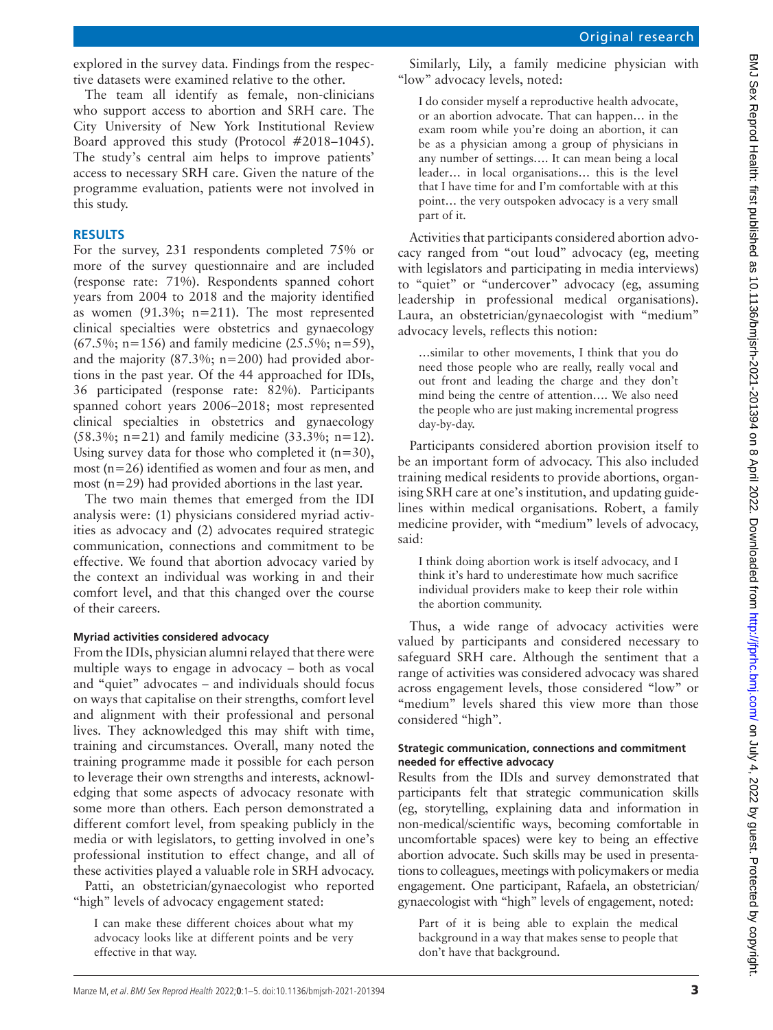explored in the survey data. Findings from the respective datasets were examined relative to the other.

The team all identify as female, non-clinicians who support access to abortion and SRH care. The City University of New York Institutional Review Board approved this study (Protocol #2018–1045). The study's central aim helps to improve patients' access to necessary SRH care. Given the nature of the programme evaluation, patients were not involved in this study.

## RESULTS

For the survey, 231 respondents completed 75% or more of the survey questionnaire and are included (response rate: 71%). Respondents spanned cohort years from 2004 to 2018 and the majority identified as women (91.3%; n=211). The most represented clinical specialties were obstetrics and gynaecology (67.5%; n=156) and family medicine (25.5%; n=59), and the majority (87.3%; n=200) had provided abortions in the past year. Of the 44 approached for IDIs, 36 participated (response rate: 82%). Participants spanned cohort years 2006–2018; most represented clinical specialties in obstetrics and gynaecology (58.3%; n=21) and family medicine (33.3%; n=12). Using survey data for those who completed it (n=30), most (n=26) identified as women and four as men, and most (n=29) had provided abortions in the last year.

The two main themes that emerged from the IDI analysis were: (1) physicians considered myriad activities as advocacy and (2) advocates required strategic communication, connections and commitment to be effective. We found that abortion advocacy varied by the context an individual was working in and their comfort level, and that this changed over the course of their careers.

### Myriad activities considered advocacy

From the IDIs, physician alumni relayed that there were multiple ways to engage in advocacy – both as vocal and "quiet" advocates – and individuals should focus on ways that capitalise on their strengths, comfort level and alignment with their professional and personal lives. They acknowledged this may shift with time, training and circumstances. Overall, many noted the training programme made it possible for each person to leverage their own strengths and interests, acknowledging that some aspects of advocacy resonate with some more than others. Each person demonstrated a different comfort level, from speaking publicly in the media or with legislators, to getting involved in one's professional institution to effect change, and all of these activities played a valuable role in SRH advocacy.

Patti, an obstetrician/gynaecologist who reported "high" levels of advocacy engagement stated:

> I can make these different choices about what my advocacy looks like at different points and be very effective in that way.

Similarly, Lily, a family medicine physician with "low" advocacy levels, noted:

> I do consider myself a reproductive health advocate, or an abortion advocate. That can happen… in the exam room while you're doing an abortion, it can be as a physician among a group of physicians in any number of settings…. It can mean being a local leader… in local organisations… this is the level that I have time for and I'm comfortable with at this point… the very outspoken advocacy is a very small part of it.

Activities that participants considered abortion advocacy ranged from "out loud" advocacy (eg, meeting with legislators and participating in media interviews) to "quiet" or "undercover" advocacy (eg, assuming leadership in professional medical organisations). Laura, an obstetrician/gynaecologist with "medium" advocacy levels, reflects this notion:

> …similar to other movements, I think that you do need those people who are really, really vocal and out front and leading the charge and they don't mind being the centre of attention…. We also need the people who are just making incremental progress day-by-day.

Participants considered abortion provision itself to be an important form of advocacy. This also included training medical residents to provide abortions, organising SRH care at one's institution, and updating guidelines within medical organisations. Robert, a family medicine provider, with "medium" levels of advocacy, said:

> I think doing abortion work is itself advocacy, and I think it's hard to underestimate how much sacrifice individual providers make to keep their role within the abortion community.

Thus, a wide range of advocacy activities were valued by participants and considered necessary to safeguard SRH care. Although the sentiment that a range of activities was considered advocacy was shared across engagement levels, those considered "low" or "medium" levels shared this view more than those considered "high".

### Strategic communication, connections and commitment needed for effective advocacy

Results from the IDIs and survey demonstrated that participants felt that strategic communication skills (eg, storytelling, explaining data and information in non-medical/scientific ways, becoming comfortable in uncomfortable spaces) were key to being an effective abortion advocate. Such skills may be used in presentations to colleagues, meetings with policymakers or media engagement. One participant, Rafaela, an obstetrician/gynaecologist with "high" levels of engagement, noted:

> Part of it is being able to explain the medical background in a way that makes sense to people that don't have that background.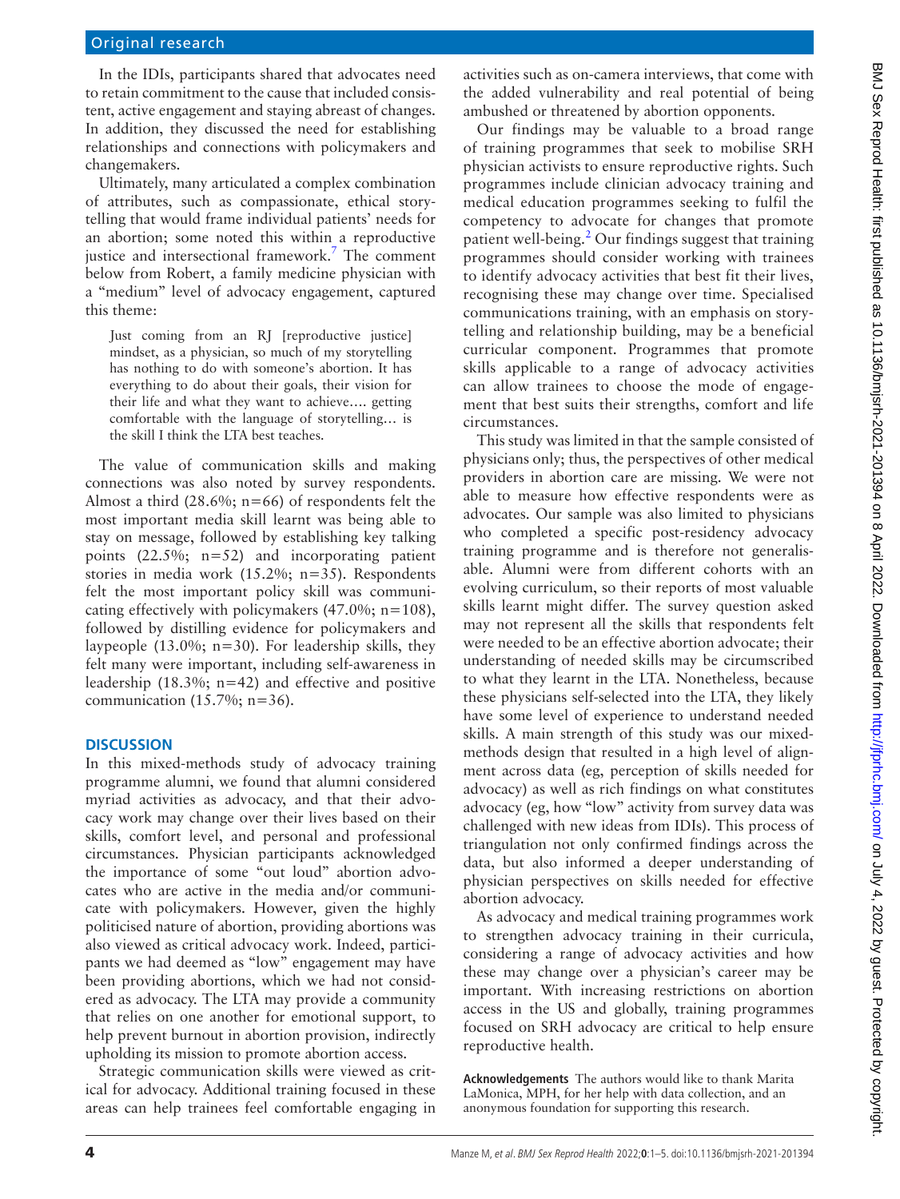In the IDIs, participants shared that advocates need to retain commitment to the cause that included consistent, active engagement and staying abreast of changes. In addition, they discussed the need for establishing relationships and connections with policymakers and changemakers.

Ultimately, many articulated a complex combination of attributes, such as compassionate, ethical storytelling that would frame individual patients' needs for an abortion; some noted this within a reproductive justice and intersectional framework.[7] The comment below from Robert, a family medicine physician with a "medium" level of advocacy engagement, captured this theme:

> Just coming from an RJ [reproductive justice] mindset, as a physician, so much of my storytelling has nothing to do with someone's abortion. It has everything to do about their goals, their vision for their life and what they want to achieve…. getting comfortable with the language of storytelling… is the skill I think the LTA best teaches.

The value of communication skills and making connections was also noted by survey respondents. Almost a third (28.6%; n=66) of respondents felt the most important media skill learnt was being able to stay on message, followed by establishing key talking points (22.5%; n=52) and incorporating patient stories in media work (15.2%; n=35). Respondents felt the most important policy skill was communicating effectively with policymakers (47.0%; n=108), followed by distilling evidence for policymakers and laypeople (13.0%; n=30). For leadership skills, they felt many were important, including self-awareness in leadership (18.3%; n=42) and effective and positive communication (15.7%; n=36).

## DISCUSSION

In this mixed-methods study of advocacy training programme alumni, we found that alumni considered myriad activities as advocacy, and that their advocacy work may change over their lives based on their skills, comfort level, and personal and professional circumstances. Physician participants acknowledged the importance of some "out loud" abortion advocates who are active in the media and/or communicate with policymakers. However, given the highly politicised nature of abortion, providing abortions was also viewed as critical advocacy work. Indeed, participants we had deemed as "low" engagement may have been providing abortions, which we had not considered as advocacy. The LTA may provide a community that relies on one another for emotional support, to help prevent burnout in abortion provision, indirectly upholding its mission to promote abortion access.

Strategic communication skills were viewed as critical for advocacy. Additional training focused in these areas can help trainees feel comfortable engaging in activities such as on-camera interviews, that come with the added vulnerability and real potential of being ambushed or threatened by abortion opponents.

Our findings may be valuable to a broad range of training programmes that seek to mobilise SRH physician activists to ensure reproductive rights. Such programmes include clinician advocacy training and medical education programmes seeking to fulfil the competency to advocate for changes that promote patient well-being.[2] Our findings suggest that training programmes should consider working with trainees to identify advocacy activities that best fit their lives, recognising these may change over time. Specialised communications training, with an emphasis on storytelling and relationship building, may be a beneficial curricular component. Programmes that promote skills applicable to a range of advocacy activities can allow trainees to choose the mode of engagement that best suits their strengths, comfort and life circumstances.

This study was limited in that the sample consisted of physicians only; thus, the perspectives of other medical providers in abortion care are missing. We were not able to measure how effective respondents were as advocates. Our sample was also limited to physicians who completed a specific post-residency advocacy training programme and is therefore not generalisable. Alumni were from different cohorts with an evolving curriculum, so their reports of most valuable skills learnt might differ. The survey question asked may not represent all the skills that respondents felt were needed to be an effective abortion advocate; their understanding of needed skills may be circumscribed to what they learnt in the LTA. Nonetheless, because these physicians self-selected into the LTA, they likely have some level of experience to understand needed skills. A main strength of this study was our mixed-methods design that resulted in a high level of alignment across data (eg, perception of skills needed for advocacy) as well as rich findings on what constitutes advocacy (eg, how "low" activity from survey data was challenged with new ideas from IDIs). This process of triangulation not only confirmed findings across the data, but also informed a deeper understanding of physician perspectives on skills needed for effective abortion advocacy.

As advocacy and medical training programmes work to strengthen advocacy training in their curricula, considering a range of advocacy activities and how these may change over a physician's career may be important. With increasing restrictions on abortion access in the US and globally, training programmes focused on SRH advocacy are critical to help ensure reproductive health.

**Acknowledgements** The authors would like to thank Marita LaMonica, MPH, for her help with data collection, and an anonymous foundation for supporting this research.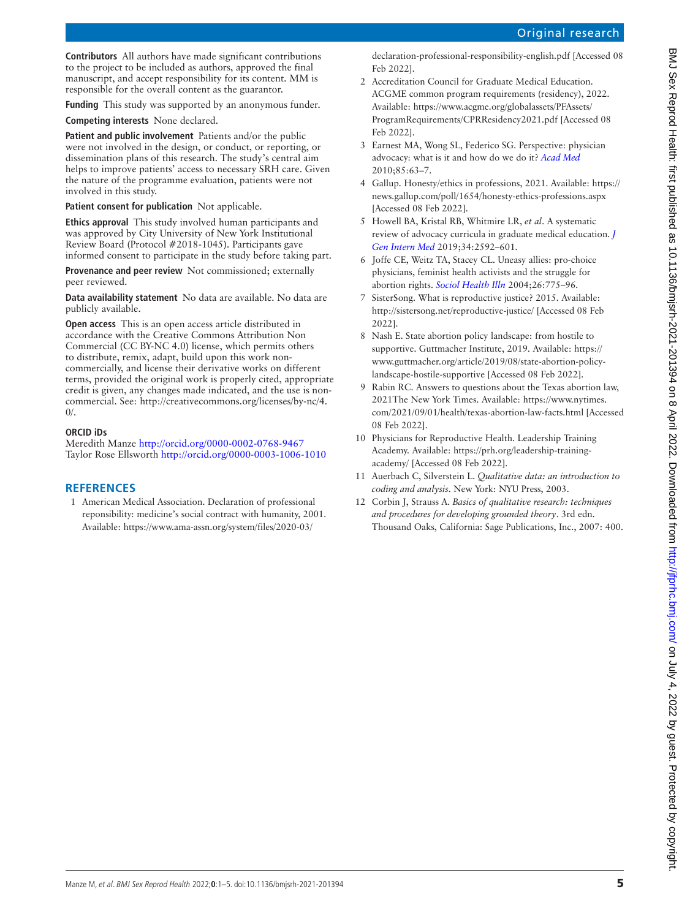**Contributors** All authors have made significant contributions to the project to be included as authors, approved the final manuscript, and accept responsibility for its content. MM is responsible for the overall content as the guarantor.

**Funding** This study was supported by an anonymous funder.

**Competing interests** None declared.

**Patient and public involvement** Patients and/or the public were not involved in the design, or conduct, or reporting, or dissemination plans of this research. The study's central aim helps to improve patients' access to necessary SRH care. Given the nature of the programme evaluation, patients were not involved in this study.

**Patient consent for publication** Not applicable.

**Ethics approval** This study involved human participants and was approved by City University of New York Institutional Review Board (Protocol #2018-1045). Participants gave informed consent to participate in the study before taking part.

**Provenance and peer review** Not commissioned; externally peer reviewed.

**Data availability statement** No data are available. No data are publicly available.

**Open access** This is an open access article distributed in accordance with the Creative Commons Attribution Non Commercial (CC BY-NC 4.0) license, which permits others to distribute, remix, adapt, build upon this work non-commercially, and license their derivative works on different terms, provided the original work is properly cited, appropriate credit is given, any changes made indicated, and the use is non-commercial. See: http://creativecommons.org/licenses/by-nc/4.0/.

**ORCID iDs**

Meredith Manze http://orcid.org/0000-0002-0768-9467
Taylor Rose Ellsworth http://orcid.org/0000-0003-1006-1010

## REFERENCES

1. American Medical Association. Declaration of professional reponsibility: medicine's social contract with humanity, 2001. Available: https://www.ama-assn.org/system/files/2020-03/declaration-professional-responsibility-english.pdf [Accessed 08 Feb 2022].
2. Accreditation Council for Graduate Medical Education. ACGME common program requirements (residency), 2022. Available: https://www.acgme.org/globalassets/PFAssets/ProgramRequirements/CPRResidency2021.pdf [Accessed 08 Feb 2022].
3. Earnest MA, Wong SL, Federico SG. Perspective: physician advocacy: what is it and how do we do it? *Acad Med* 2010;85:63–7.
4. Gallup. Honesty/ethics in professions, 2021. Available: https://news.gallup.com/poll/1654/honesty-ethics-professions.aspx [Accessed 08 Feb 2022].
5. Howell BA, Kristal RB, Whitmire LR, *et al*. A systematic review of advocacy curricula in graduate medical education. *J Gen Intern Med* 2019;34:2592–601.
6. Joffe CE, Weitz TA, Stacey CL. Uneasy allies: pro-choice physicians, feminist health activists and the struggle for abortion rights. *Sociol Health Illn* 2004;26:775–96.
7. SisterSong. What is reproductive justice? 2015. Available: http://sistersong.net/reproductive-justice/ [Accessed 08 Feb 2022].
8. Nash E. State abortion policy landscape: from hostile to supportive. Guttmacher Institute, 2019. Available: https://www.guttmacher.org/article/2019/08/state-abortion-policy-landscape-hostile-supportive [Accessed 08 Feb 2022].
9. Rabin RC. Answers to questions about the Texas abortion law, 2021The New York Times. Available: https://www.nytimes.com/2021/09/01/health/texas-abortion-law-facts.html [Accessed 08 Feb 2022].
10. Physicians for Reproductive Health. Leadership Training Academy. Available: https://prh.org/leadership-training-academy/ [Accessed 08 Feb 2022].
11. Auerbach C, Silverstein L. *Qualitative data: an introduction to coding and analysis*. New York: NYU Press, 2003.
12. Corbin J, Strauss A. *Basics of qualitative research: techniques and procedures for developing grounded theory*. 3rd edn. Thousand Oaks, California: Sage Publications, Inc., 2007: 400.